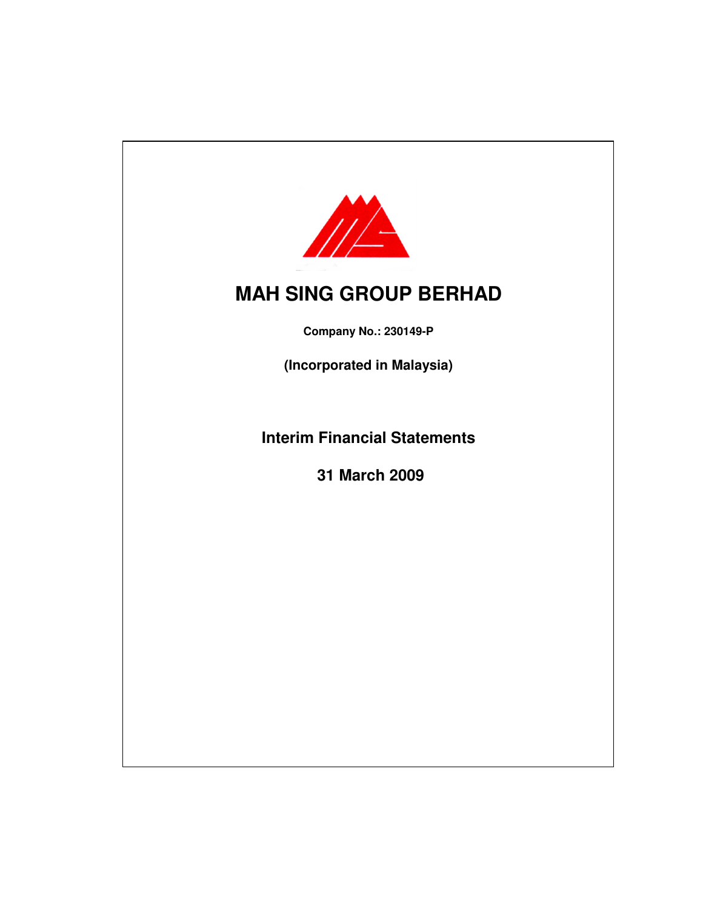# MAH SING GROUP BERHAD

**Company No.: 230149-P**

**(Incorporated in Malaysia)**

## Interim Financial Statements

## 31 March 2009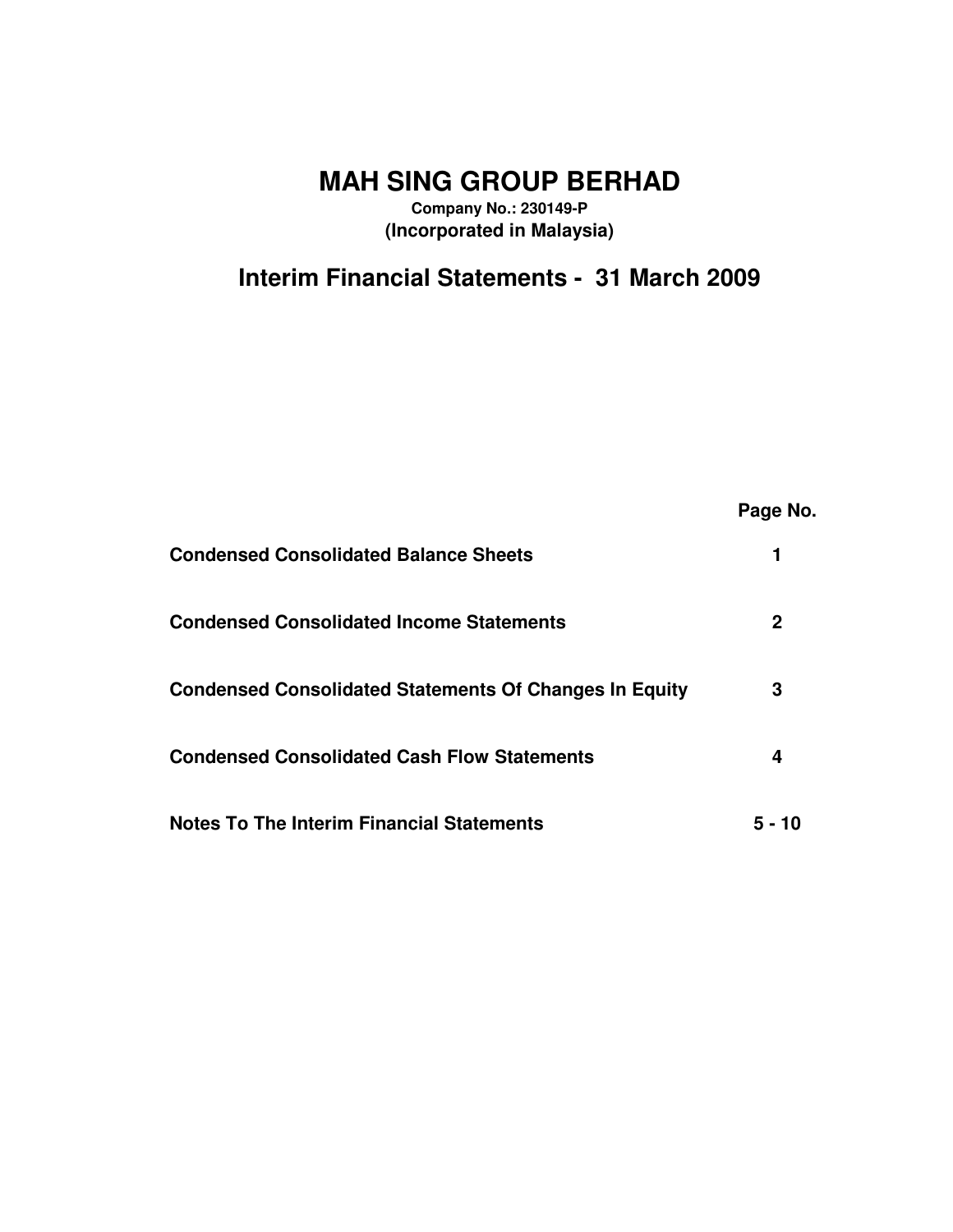# MAH SING GROUP BERHAD

**Company No.: 230149-P**

**(Incorporated in Malaysia)**

## Interim Financial Statements - 31 March 2009

| | Page No. |
|---|---|
| **Condensed Consolidated Balance Sheets** | 1 |
| **Condensed Consolidated Income Statements** | 2 |
| **Condensed Consolidated Statements Of Changes In Equity** | 3 |
| **Condensed Consolidated Cash Flow Statements** | 4 |
| **Notes To The Interim Financial Statements** | 5 - 10 |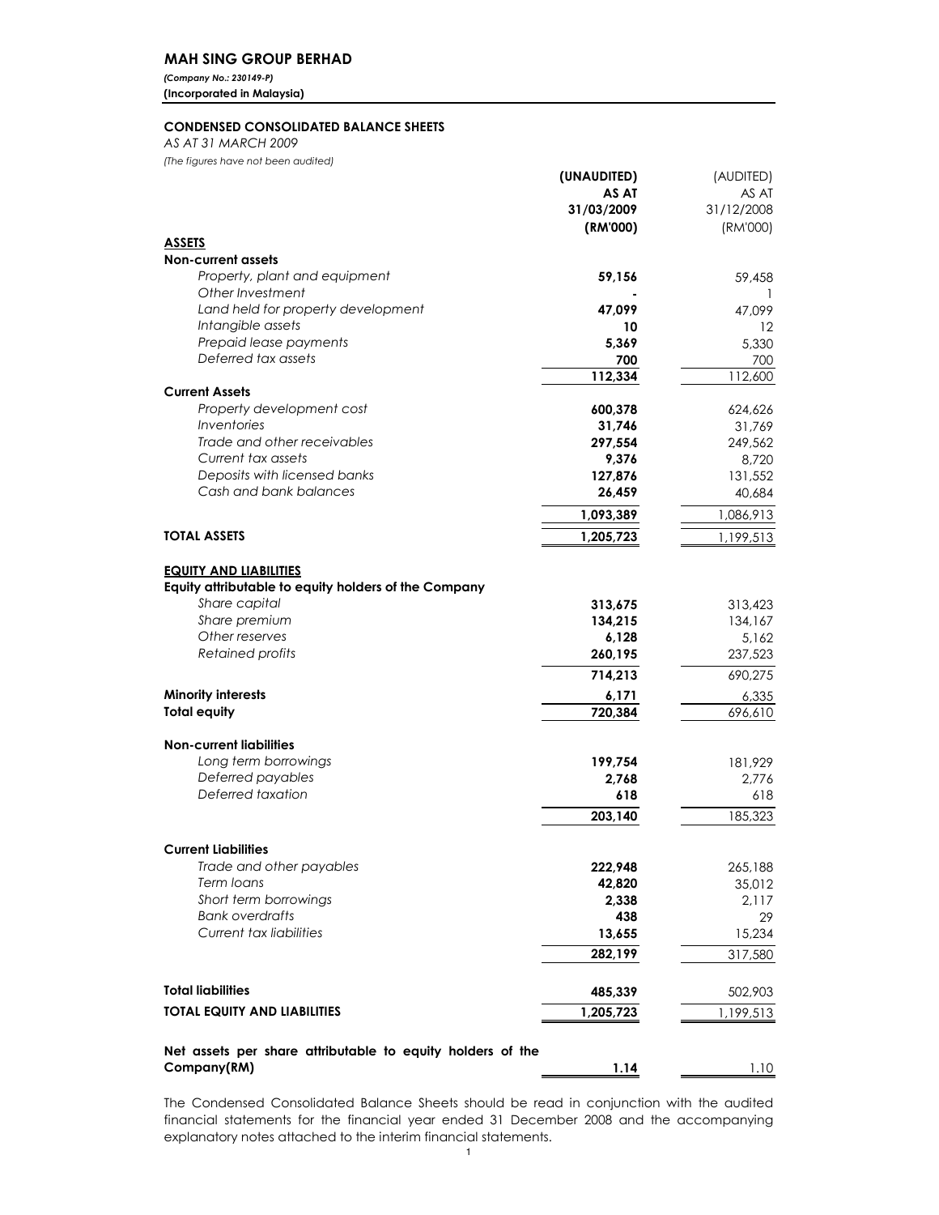# MAH SING GROUP BERHAD

***(Company No.: 230149-P)***
**(Incorporated in Malaysia)**

## CONDENSED CONSOLIDATED BALANCE SHEETS

*AS AT 31 MARCH 2009*
*(The figures have not been audited)*

| | **(UNAUDITED) AS AT 31/03/2009 (RM'000)** | (AUDITED) AS AT 31/12/2008 (RM'000) |
|---|---|---|
| **ASSETS** | | |
| **Non-current assets** | | |
| *Property, plant and equipment* | **59,156** | 59,458 |
| *Other Investment* | **-** | 1 |
| *Land held for property development* | **47,099** | 47,099 |
| *Intangible assets* | **10** | 12 |
| *Prepaid lease payments* | **5,369** | 5,330 |
| *Deferred tax assets* | **700** | 700 |
| | **112,334** | 112,600 |
| **Current Assets** | | |
| *Property development cost* | **600,378** | 624,626 |
| *Inventories* | **31,746** | 31,769 |
| *Trade and other receivables* | **297,554** | 249,562 |
| *Current tax assets* | **9,376** | 8,720 |
| *Deposits with licensed banks* | **127,876** | 131,552 |
| *Cash and bank balances* | **26,459** | 40,684 |
| | **1,093,389** | 1,086,913 |
| **TOTAL ASSETS** | **1,205,723** | 1,199,513 |
| **EQUITY AND LIABILITIES** | | |
| **Equity attributable to equity holders of the Company** | | |
| *Share capital* | **313,675** | 313,423 |
| *Share premium* | **134,215** | 134,167 |
| *Other reserves* | **6,128** | 5,162 |
| *Retained profits* | **260,195** | 237,523 |
| | **714,213** | 690,275 |
| **Minority interests** | **6,171** | 6,335 |
| **Total equity** | **720,384** | 696,610 |
| **Non-current liabilities** | | |
| *Long term borrowings* | **199,754** | 181,929 |
| *Deferred payables* | **2,768** | 2,776 |
| *Deferred taxation* | **618** | 618 |
| | **203,140** | 185,323 |
| **Current Liabilities** | | |
| *Trade and other payables* | **222,948** | 265,188 |
| *Term loans* | **42,820** | 35,012 |
| *Short term borrowings* | **2,338** | 2,117 |
| *Bank overdrafts* | **438** | 29 |
| *Current tax liabilities* | **13,655** | 15,234 |
| | **282,199** | 317,580 |
| **Total liabilities** | **485,339** | 502,903 |
| **TOTAL EQUITY AND LIABILITIES** | **1,205,723** | 1,199,513 |
| **Net assets per share attributable to equity holders of the Company(RM)** | **1.14** | 1.10 |

The Condensed Consolidated Balance Sheets should be read in conjunction with the audited financial statements for the financial year ended 31 December 2008 and the accompanying explanatory notes attached to the interim financial statements.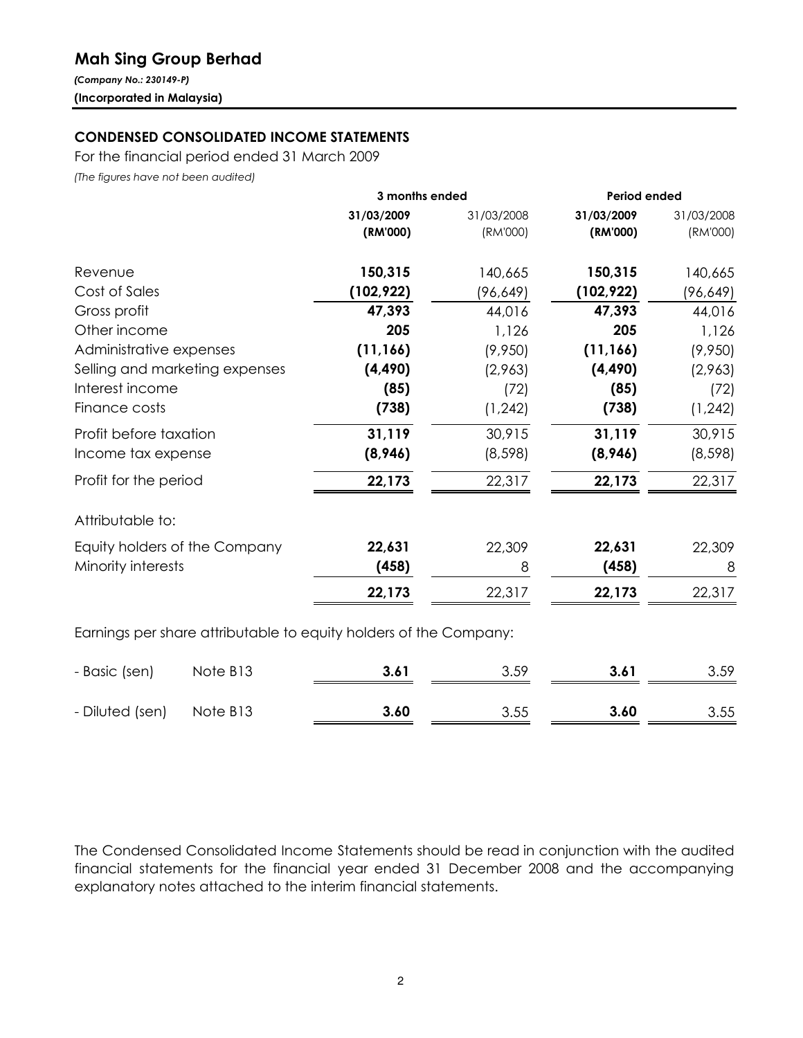# Mah Sing Group Berhad

*(Company No.: 230149-P)*

**(Incorporated in Malaysia)**

## CONDENSED CONSOLIDATED INCOME STATEMENTS

For the financial period ended 31 March 2009

*(The figures have not been audited)*

| | | 3 months ended | | Period ended | |
|---|---|---|---|---|---|
| | | **31/03/2009** | 31/03/2008 | **31/03/2009** | 31/03/2008 |
| | | **(RM'000)** | (RM'000) | **(RM'000)** | (RM'000) |
| Revenue | | **150,315** | 140,665 | **150,315** | 140,665 |
| Cost of Sales | | **(102,922)** | (96,649) | **(102,922)** | (96,649) |
| Gross profit | | **47,393** | 44,016 | **47,393** | 44,016 |
| Other income | | **205** | 1,126 | **205** | 1,126 |
| Administrative expenses | | **(11,166)** | (9,950) | **(11,166)** | (9,950) |
| Selling and marketing expenses | | **(4,490)** | (2,963) | **(4,490)** | (2,963) |
| Interest income | | **(85)** | (72) | **(85)** | (72) |
| Finance costs | | **(738)** | (1,242) | **(738)** | (1,242) |
| Profit before taxation | | **31,119** | 30,915 | **31,119** | 30,915 |
| Income tax expense | | **(8,946)** | (8,598) | **(8,946)** | (8,598) |
| Profit for the period | | **22,173** | 22,317 | **22,173** | 22,317 |
| Attributable to: | | | | | |
| Equity holders of the Company | | **22,631** | 22,309 | **22,631** | 22,309 |
| Minority interests | | **(458)** | 8 | **(458)** | 8 |
| | | **22,173** | 22,317 | **22,173** | 22,317 |
| Earnings per share attributable to equity holders of the Company: | | | | | |
| - Basic (sen) | Note B13 | **3.61** | 3.59 | **3.61** | 3.59 |
| - Diluted (sen) | Note B13 | **3.60** | 3.55 | **3.60** | 3.55 |

The Condensed Consolidated Income Statements should be read in conjunction with the audited financial statements for the financial year ended 31 December 2008 and the accompanying explanatory notes attached to the interim financial statements.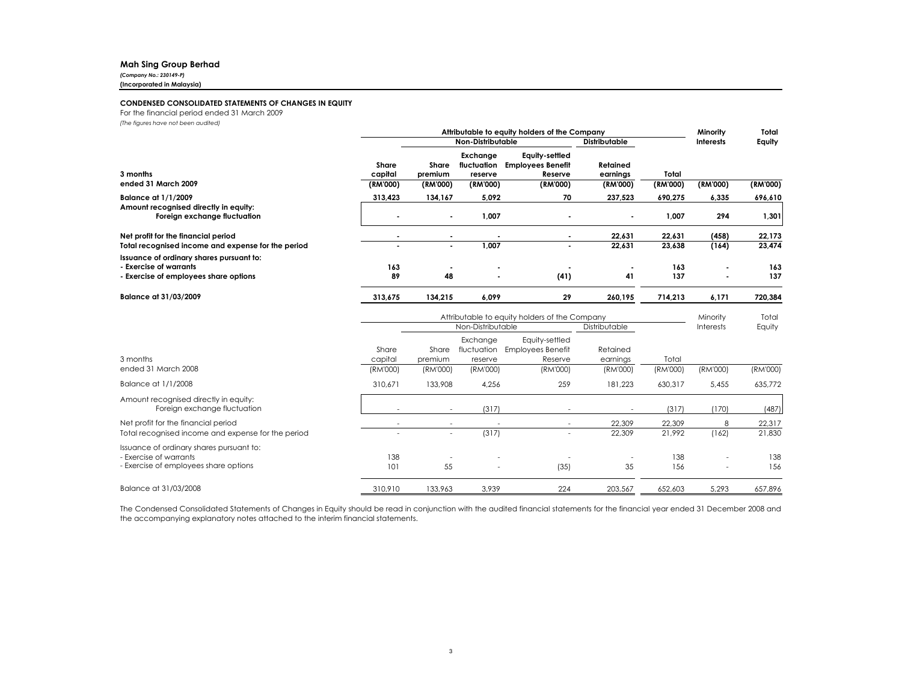**Mah Sing Group Berhad**
*(Company No.: 230149-P)*
**(Incorporated in Malaysia)**

**CONDENSED CONSOLIDATED STATEMENTS OF CHANGES IN EQUITY**
For the financial period ended 31 March 2009
*(The figures have not been audited)*

| | Attributable to equity holders of the Company | | | | | | Minority Interests | Total Equity |
|---|---|---|---|---|---|---|---|---|
| | | Non-Distributable | | | Distributable | | | |
| **3 months ended 31 March 2009** | **Share capital (RM'000)** | **Share premium (RM'000)** | **Exchange fluctuation reserve (RM'000)** | **Equity-settled Employees Benefit Reserve (RM'000)** | **Retained earnings (RM'000)** | **Total (RM'000)** | **(RM'000)** | **(RM'000)** |
| **Balance at 1/1/2009** | **313,423** | **134,167** | **5,092** | **70** | **237,523** | **690,275** | **6,335** | **696,610** |
| **Amount recognised directly in equity:** | | | | | | | | |
| **Foreign exchange fluctuation** | **-** | **-** | **1,007** | **-** | **-** | **1,007** | **294** | **1,301** |
| **Net profit for the financial period** | **-** | **-** | **-** | **-** | **22,631** | **22,631** | **(458)** | **22,173** |
| **Total recognised income and expense for the period** | **-** | **-** | **1,007** | **-** | **22,631** | **23,638** | **(164)** | **23,474** |
| **Issuance of ordinary shares pursuant to:** | | | | | | | | |
| **- Exercise of warrants** | **163** | **-** | **-** | **-** | **-** | **163** | **-** | **163** |
| **- Exercise of employees share options** | **89** | **48** | **-** | **(41)** | **41** | **137** | **-** | **137** |
| **Balance at 31/03/2009** | **313,675** | **134,215** | **6,099** | **29** | **260,195** | **714,213** | **6,171** | **720,384** |

| | Attributable to equity holders of the Company | | | | | | Minority Interests | Total Equity |
|---|---|---|---|---|---|---|---|---|
| | | Non-Distributable | | | Distributable | | | |
| 3 months ended 31 March 2008 | Share capital (RM'000) | Share premium (RM'000) | Exchange fluctuation reserve (RM'000) | Equity-settled Employees Benefit Reserve (RM'000) | Retained earnings (RM'000) | Total (RM'000) | (RM'000) | (RM'000) |
| Balance at 1/1/2008 | 310,671 | 133,908 | 4,256 | 259 | 181,223 | 630,317 | 5,455 | 635,772 |
| Amount recognised directly in equity: | | | | | | | | |
| Foreign exchange fluctuation | - | - | (317) | - | - | (317) | (170) | (487) |
| Net profit for the financial period | - | - | - | - | 22,309 | 22,309 | 8 | 22,317 |
| Total recognised income and expense for the period | - | - | (317) | - | 22,309 | 21,992 | (162) | 21,830 |
| Issuance of ordinary shares pursuant to: | | | | | | | | |
| - Exercise of warrants | 138 | - | - | - | - | 138 | - | 138 |
| - Exercise of employees share options | 101 | 55 | - | (35) | 35 | 156 | - | 156 |
| Balance at 31/03/2008 | 310,910 | 133,963 | 3,939 | 224 | 203,567 | 652,603 | 5,293 | 657,896 |

The Condensed Consolidated Statements of Changes in Equity should be read in conjunction with the audited financial statements for the financial year ended 31 December 2008 and the accompanying explanatory notes attached to the interim financial statements.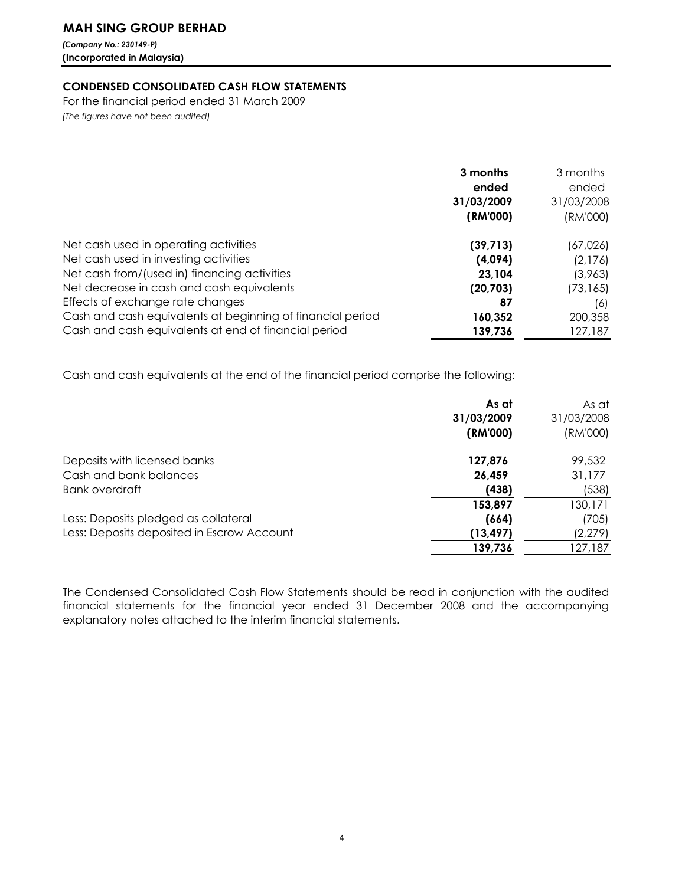# MAH SING GROUP BERHAD

***(Company No.: 230149-P)***
**(Incorporated in Malaysia)**

## CONDENSED CONSOLIDATED CASH FLOW STATEMENTS

For the financial period ended 31 March 2009
*(The figures have not been audited)*

| | **3 months ended 31/03/2009 (RM'000)** | 3 months ended 31/03/2008 (RM'000) |
|---|---|---|
| Net cash used in operating activities | **(39,713)** | (67,026) |
| Net cash used in investing activities | **(4,094)** | (2,176) |
| Net cash from/(used in) financing activities | **23,104** | (3,963) |
| Net decrease in cash and cash equivalents | **(20,703)** | (73,165) |
| Effects of exchange rate changes | **87** | (6) |
| Cash and cash equivalents at beginning of financial period | **160,352** | 200,358 |
| Cash and cash equivalents at end of financial period | **139,736** | 127,187 |

Cash and cash equivalents at the end of the financial period comprise the following:

| | **As at 31/03/2009 (RM'000)** | As at 31/03/2008 (RM'000) |
|---|---|---|
| Deposits with licensed banks | **127,876** | 99,532 |
| Cash and bank balances | **26,459** | 31,177 |
| Bank overdraft | **(438)** | (538) |
| | **153,897** | 130,171 |
| Less: Deposits pledged as collateral | **(664)** | (705) |
| Less: Deposits deposited in Escrow Account | **(13,497)** | (2,279) |
| | **139,736** | 127,187 |

The Condensed Consolidated Cash Flow Statements should be read in conjunction with the audited financial statements for the financial year ended 31 December 2008 and the accompanying explanatory notes attached to the interim financial statements.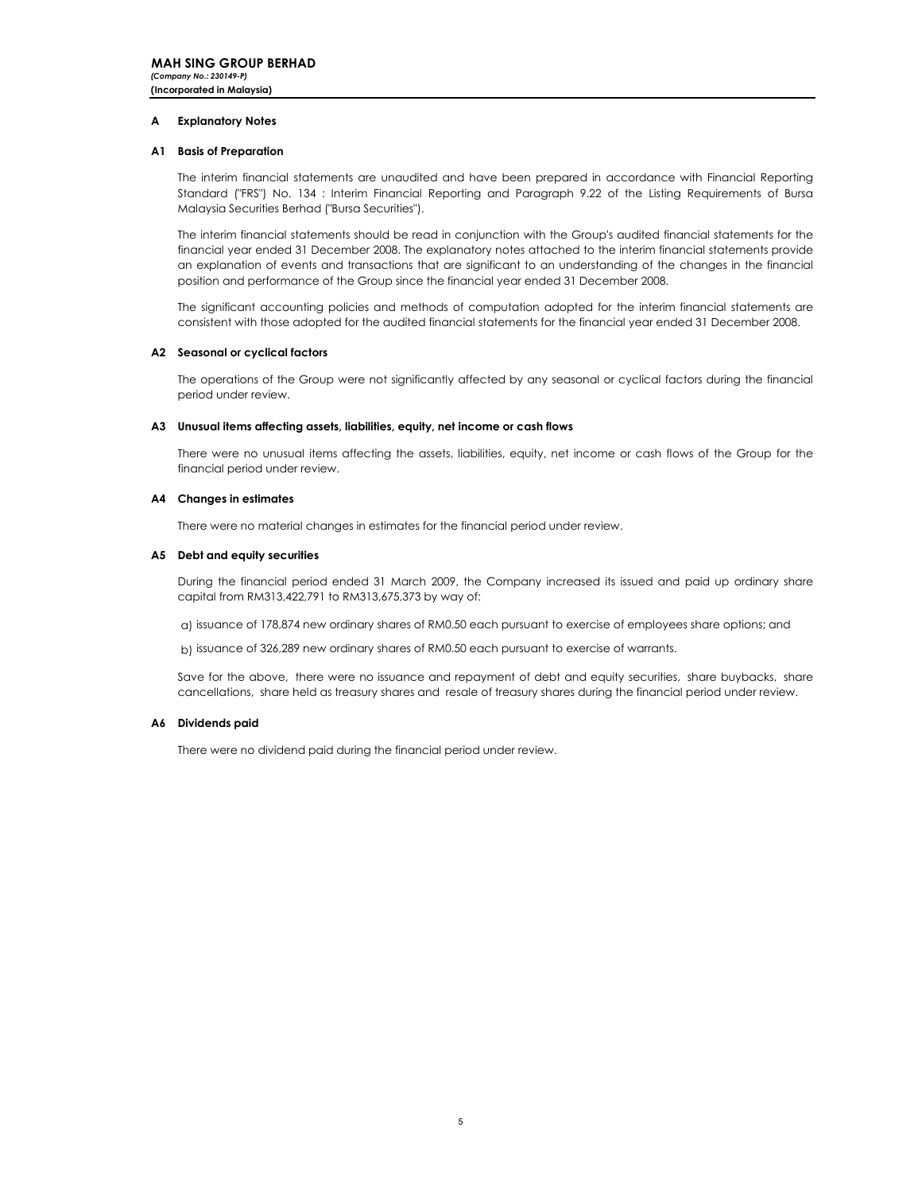**MAH SING GROUP BERHAD**
*(Company No.: 230149-P)*
**(Incorporated in Malaysia)**

## A Explanatory Notes

### A1 Basis of Preparation

The interim financial statements are unaudited and have been prepared in accordance with Financial Reporting Standard ("FRS") No. 134 : Interim Financial Reporting and Paragraph 9.22 of the Listing Requirements of Bursa Malaysia Securities Berhad ("Bursa Securities").

The interim financial statements should be read in conjunction with the Group's audited financial statements for the financial year ended 31 December 2008. The explanatory notes attached to the interim financial statements provide an explanation of events and transactions that are significant to an understanding of the changes in the financial position and performance of the Group since the financial year ended 31 December 2008.

The significant accounting policies and methods of computation adopted for the interim financial statements are consistent with those adopted for the audited financial statements for the financial year ended 31 December 2008.

### A2 Seasonal or cyclical factors

The operations of the Group were not significantly affected by any seasonal or cyclical factors during the financial period under review.

### A3 Unusual items affecting assets, liabilities, equity, net income or cash flows

There were no unusual items affecting the assets, liabilities, equity, net income or cash flows of the Group for the financial period under review.

### A4 Changes in estimates

There were no material changes in estimates for the financial period under review.

### A5 Debt and equity securities

During the financial period ended 31 March 2009, the Company increased its issued and paid up ordinary share capital from RM313,422,791 to RM313,675,373 by way of:

a) issuance of 178,874 new ordinary shares of RM0.50 each pursuant to exercise of employees share options; and

b) issuance of 326,289 new ordinary shares of RM0.50 each pursuant to exercise of warrants.

Save for the above, there were no issuance and repayment of debt and equity securities, share buybacks, share cancellations, share held as treasury shares and resale of treasury shares during the financial period under review.

### A6 Dividends paid

There were no dividend paid during the financial period under review.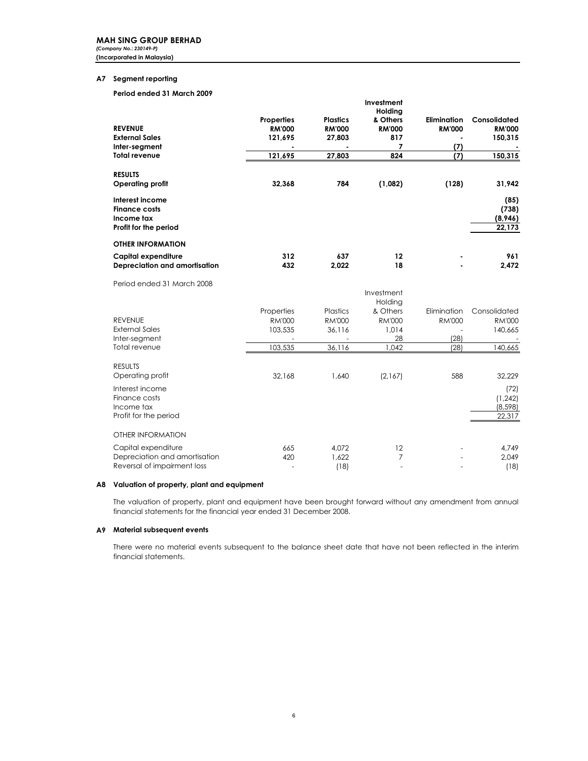**MAH SING GROUP BERHAD**
*(Company No.: 230149-P)*
**(Incorporated in Malaysia)**

## A7 Segment reporting

**Period ended 31 March 2009**

| | Properties | Plastics | Investment Holding & Others | Elimination | Consolidated |
|---|---|---|---|---|---|
| **REVENUE** | **RM'000** | **RM'000** | **RM'000** | **RM'000** | **RM'000** |
| **External Sales** | **121,695** | **27,803** | **817** | **-** | **150,315** |
| **Inter-segment** | **-** | **-** | **7** | **(7)** | **-** |
| **Total revenue** | **121,695** | **27,803** | **824** | **(7)** | **150,315** |
| | | | | | |
| **RESULTS** | | | | | |
| **Operating profit** | **32,368** | **784** | **(1,082)** | **(128)** | **31,942** |
| **Interest income** | | | | | **(85)** |
| **Finance costs** | | | | | **(738)** |
| **Income tax** | | | | | **(8,946)** |
| **Profit for the period** | | | | | **22,173** |
| | | | | | |
| **OTHER INFORMATION** | | | | | |
| **Capital expenditure** | **312** | **637** | **12** | **-** | **961** |
| **Depreciation and amortisation** | **432** | **2,022** | **18** | **-** | **2,472** |

Period ended 31 March 2008

| | Properties | Plastics | Investment Holding & Others | Elimination | Consolidated |
|---|---|---|---|---|---|
| REVENUE | RM'000 | RM'000 | RM'000 | RM'000 | RM'000 |
| External Sales | 103,535 | 36,116 | 1,014 | - | 140,665 |
| Inter-segment | - | - | 28 | (28) | - |
| Total revenue | 103,535 | 36,116 | 1,042 | (28) | 140,665 |
| | | | | | |
| RESULTS | | | | | |
| Operating profit | 32,168 | 1,640 | (2,167) | 588 | 32,229 |
| Interest income | | | | | (72) |
| Finance costs | | | | | (1,242) |
| Income tax | | | | | (8,598) |
| Profit for the period | | | | | 22,317 |
| | | | | | |
| OTHER INFORMATION | | | | | |
| Capital expenditure | 665 | 4,072 | 12 | - | 4,749 |
| Depreciation and amortisation | 420 | 1,622 | 7 | - | 2,049 |
| Reversal of impairment loss | - | (18) | - | - | (18) |

## A8 Valuation of property, plant and equipment

The valuation of property, plant and equipment have been brought forward without any amendment from annual financial statements for the financial year ended 31 December 2008.

## A9 Material subsequent events

There were no material events subsequent to the balance sheet date that have not been reflected in the interim financial statements.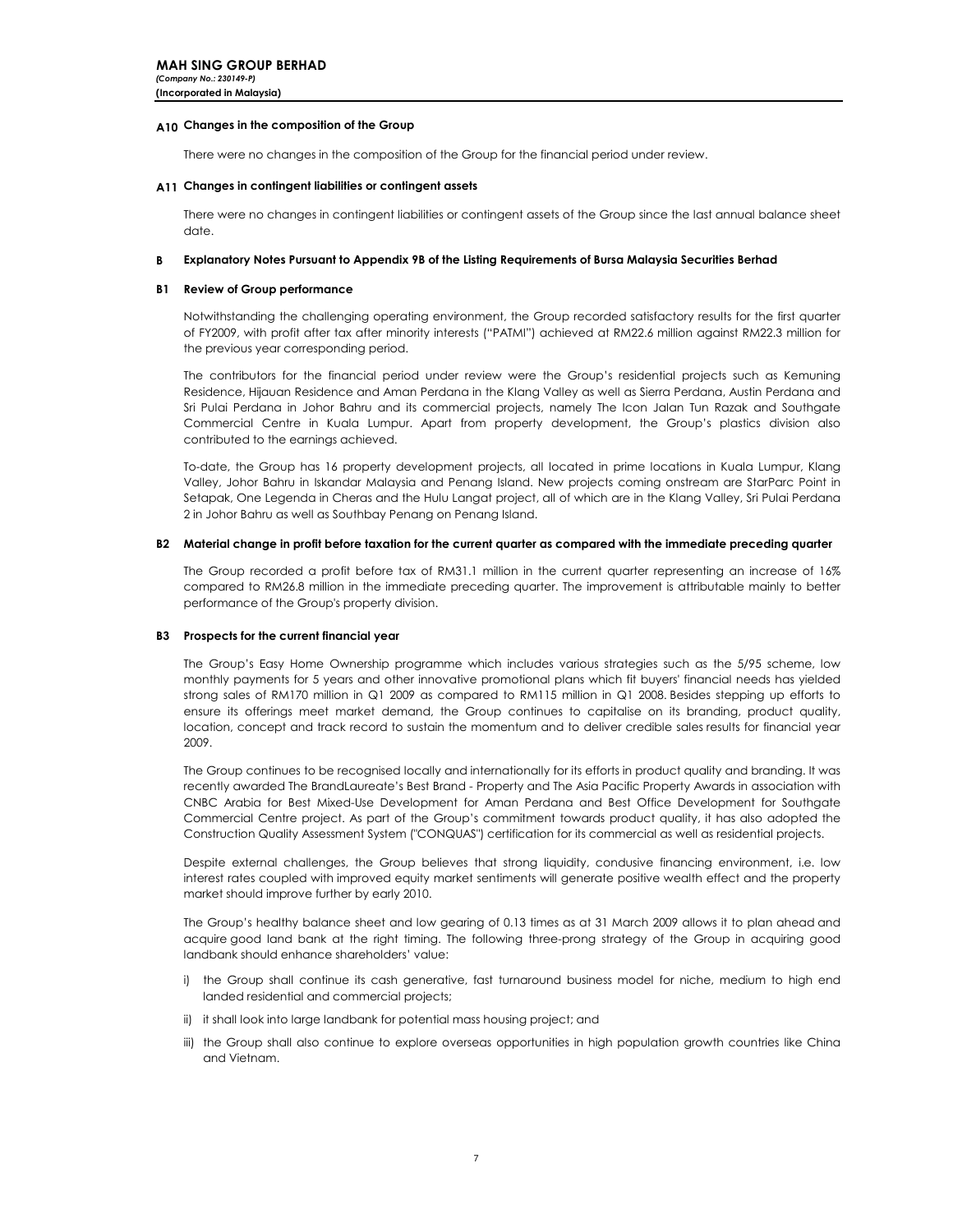### A10 Changes in the composition of the Group

There were no changes in the composition of the Group for the financial period under review.

### A11 Changes in contingent liabilities or contingent assets

There were no changes in contingent liabilities or contingent assets of the Group since the last annual balance sheet date.

## B Explanatory Notes Pursuant to Appendix 9B of the Listing Requirements of Bursa Malaysia Securities Berhad

### B1 Review of Group performance

Notwithstanding the challenging operating environment, the Group recorded satisfactory results for the first quarter of FY2009, with profit after tax after minority interests ("PATMI") achieved at RM22.6 million against RM22.3 million for the previous year corresponding period.

The contributors for the financial period under review were the Group's residential projects such as Kemuning Residence, Hijauan Residence and Aman Perdana in the Klang Valley as well as Sierra Perdana, Austin Perdana and Sri Pulai Perdana in Johor Bahru and its commercial projects, namely The Icon Jalan Tun Razak and Southgate Commercial Centre in Kuala Lumpur. Apart from property development, the Group's plastics division also contributed to the earnings achieved.

To-date, the Group has 16 property development projects, all located in prime locations in Kuala Lumpur, Klang Valley, Johor Bahru in Iskandar Malaysia and Penang Island. New projects coming onstream are StarParc Point in Setapak, One Legenda in Cheras and the Hulu Langat project, all of which are in the Klang Valley, Sri Pulai Perdana 2 in Johor Bahru as well as Southbay Penang on Penang Island.

### B2 Material change in profit before taxation for the current quarter as compared with the immediate preceding quarter

The Group recorded a profit before tax of RM31.1 million in the current quarter representing an increase of 16% compared to RM26.8 million in the immediate preceding quarter. The improvement is attributable mainly to better performance of the Group's property division.

### B3 Prospects for the current financial year

The Group's Easy Home Ownership programme which includes various strategies such as the 5/95 scheme, low monthly payments for 5 years and other innovative promotional plans which fit buyers' financial needs has yielded strong sales of RM170 million in Q1 2009 as compared to RM115 million in Q1 2008. Besides stepping up efforts to ensure its offerings meet market demand, the Group continues to capitalise on its branding, product quality, location, concept and track record to sustain the momentum and to deliver credible sales results for financial year 2009.

The Group continues to be recognised locally and internationally for its efforts in product quality and branding. It was recently awarded The BrandLaureate's Best Brand - Property and The Asia Pacific Property Awards in association with CNBC Arabia for Best Mixed-Use Development for Aman Perdana and Best Office Development for Southgate Commercial Centre project. As part of the Group's commitment towards product quality, it has also adopted the Construction Quality Assessment System ("CONQUAS") certification for its commercial as well as residential projects.

Despite external challenges, the Group believes that strong liquidity, condusive financing environment, i.e. low interest rates coupled with improved equity market sentiments will generate positive wealth effect and the property market should improve further by early 2010.

The Group's healthy balance sheet and low gearing of 0.13 times as at 31 March 2009 allows it to plan ahead and acquire good land bank at the right timing. The following three-prong strategy of the Group in acquiring good landbank should enhance shareholders' value:

i) the Group shall continue its cash generative, fast turnaround business model for niche, medium to high end landed residential and commercial projects;

ii) it shall look into large landbank for potential mass housing project; and

iii) the Group shall also continue to explore overseas opportunities in high population growth countries like China and Vietnam.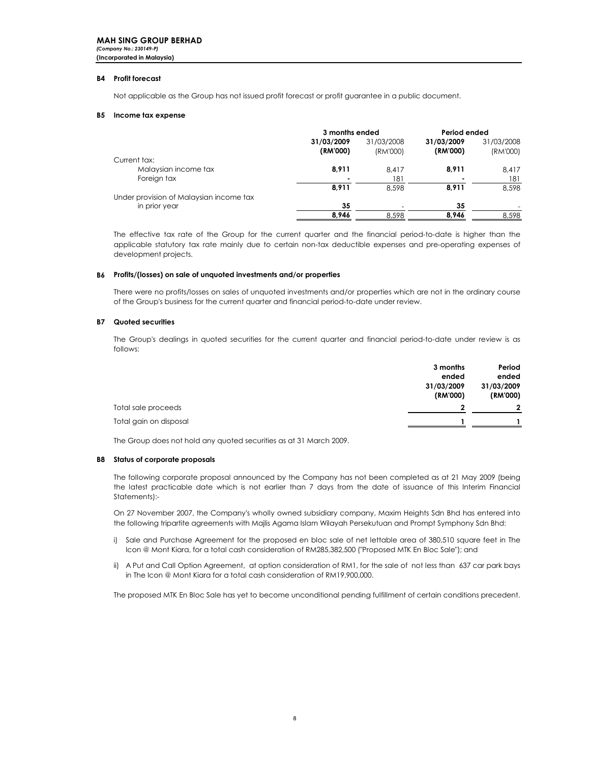**MAH SING GROUP BERHAD**
*(Company No.: 230149-P)*
**(Incorporated in Malaysia)**

### B4 Profit forecast

Not applicable as the Group has not issued profit forecast or profit guarantee in a public document.

### B5 Income tax expense

| | 3 months ended | | Period ended | |
|---|---|---|---|---|
| | **31/03/2009 (RM'000)** | 31/03/2008 (RM'000) | **31/03/2009 (RM'000)** | 31/03/2008 (RM'000) |
| Current tax: | | | | |
| Malaysian income tax | **8,911** | 8,417 | **8,911** | 8,417 |
| Foreign tax | **-** | 181 | **-** | 181 |
| | **8,911** | 8,598 | **8,911** | 8,598 |
| Under provision of Malaysian income tax in prior year | **35** | - | **35** | - |
| | **8,946** | 8,598 | **8,946** | 8,598 |

The effective tax rate of the Group for the current quarter and the financial period-to-date is higher than the applicable statutory tax rate mainly due to certain non-tax deductible expenses and pre-operating expenses of development projects.

### B6 Profits/(losses) on sale of unquoted investments and/or properties

There were no profits/losses on sales of unquoted investments and/or properties which are not in the ordinary course of the Group's business for the current quarter and financial period-to-date under review.

### B7 Quoted securities

The Group's dealings in quoted securities for the current quarter and financial period-to-date under review is as follows:

| | **3 months ended 31/03/2009 (RM'000)** | **Period ended 31/03/2009 (RM'000)** |
|---|---|---|
| Total sale proceeds | **2** | **2** |
| Total gain on disposal | **1** | **1** |

The Group does not hold any quoted securities as at 31 March 2009.

### B8 Status of corporate proposals

The following corporate proposal announced by the Company has not been completed as at 21 May 2009 (being the latest practicable date which is not earlier than 7 days from the date of issuance of this Interim Financial Statements):-

On 27 November 2007, the Company's wholly owned subsidiary company, Maxim Heights Sdn Bhd has entered into the following tripartite agreements with Majlis Agama Islam Wilayah Persekutuan and Prompt Symphony Sdn Bhd:

i) Sale and Purchase Agreement for the proposed en bloc sale of net lettable area of 380,510 square feet in The Icon @ Mont Kiara, for a total cash consideration of RM285,382,500 ("Proposed MTK En Bloc Sale"); and

ii) A Put and Call Option Agreement, at option consideration of RM1, for the sale of not less than 637 car park bays in The Icon @ Mont Kiara for a total cash consideration of RM19,900,000.

The proposed MTK En Bloc Sale has yet to become unconditional pending fulfillment of certain conditions precedent.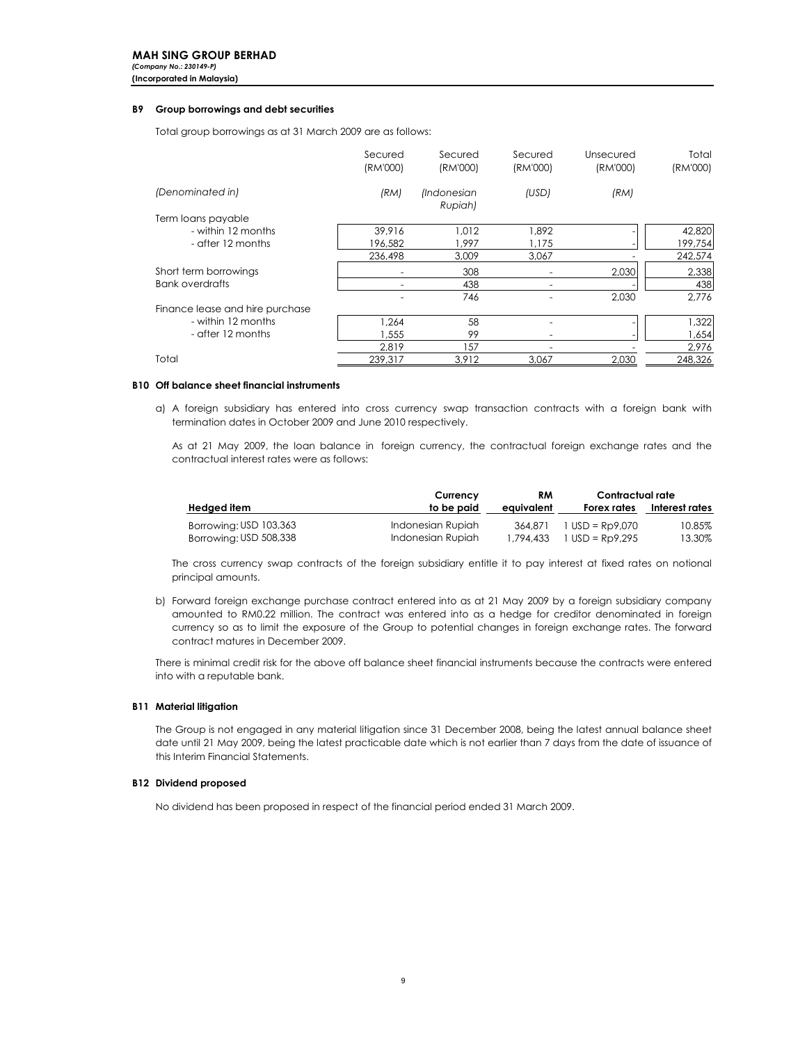**MAH SING GROUP BERHAD**
*(Company No.: 230149-P)*
**(Incorporated in Malaysia)**

### B9 Group borrowings and debt securities

Total group borrowings as at 31 March 2009 are as follows:

| | Secured (RM'000) | Secured (RM'000) | Secured (RM'000) | Unsecured (RM'000) | Total (RM'000) |
|---|---|---|---|---|---|
| *(Denominated in)* | *(RM)* | *(Indonesian Rupiah)* | *(USD)* | *(RM)* | |
| Term loans payable | | | | | |
| - within 12 months | 39,916 | 1,012 | 1,892 | - | 42,820 |
| - after 12 months | 196,582 | 1,997 | 1,175 | - | 199,754 |
| | 236,498 | 3,009 | 3,067 | - | 242,574 |
| Short term borrowings | - | 308 | - | 2,030 | 2,338 |
| Bank overdrafts | - | 438 | - | - | 438 |
| | - | 746 | - | 2,030 | 2,776 |
| Finance lease and hire purchase | | | | | |
| - within 12 months | 1,264 | 58 | - | - | 1,322 |
| - after 12 months | 1,555 | 99 | - | - | 1,654 |
| | 2,819 | 157 | - | - | 2,976 |
| Total | 239,317 | 3,912 | 3,067 | 2,030 | 248,326 |

### B10 Off balance sheet financial instruments

a) A foreign subsidiary has entered into cross currency swap transaction contracts with a foreign bank with termination dates in October 2009 and June 2010 respectively.

As at 21 May 2009, the loan balance in foreign currency, the contractual foreign exchange rates and the contractual interest rates were as follows:

| Hedged item | Currency to be paid | RM equivalent | Contractual rate Forex rates | Contractual rate Interest rates |
|---|---|---|---|---|
| Borrowing: USD 103,363 | Indonesian Rupiah | 364,871 | 1 USD = Rp9,070 | 10.85% |
| Borrowing: USD 508,338 | Indonesian Rupiah | 1,794,433 | 1 USD = Rp9,295 | 13.30% |

The cross currency swap contracts of the foreign subsidiary entitle it to pay interest at fixed rates on notional principal amounts.

b) Forward foreign exchange purchase contract entered into as at 21 May 2009 by a foreign subsidiary company amounted to RM0.22 million. The contract was entered into as a hedge for creditor denominated in foreign currency so as to limit the exposure of the Group to potential changes in foreign exchange rates. The forward contract matures in December 2009.

There is minimal credit risk for the above off balance sheet financial instruments because the contracts were entered into with a reputable bank.

### B11 Material litigation

The Group is not engaged in any material litigation since 31 December 2008, being the latest annual balance sheet date until 21 May 2009, being the latest practicable date which is not earlier than 7 days from the date of issuance of this Interim Financial Statements.

### B12 Dividend proposed

No dividend has been proposed in respect of the financial period ended 31 March 2009.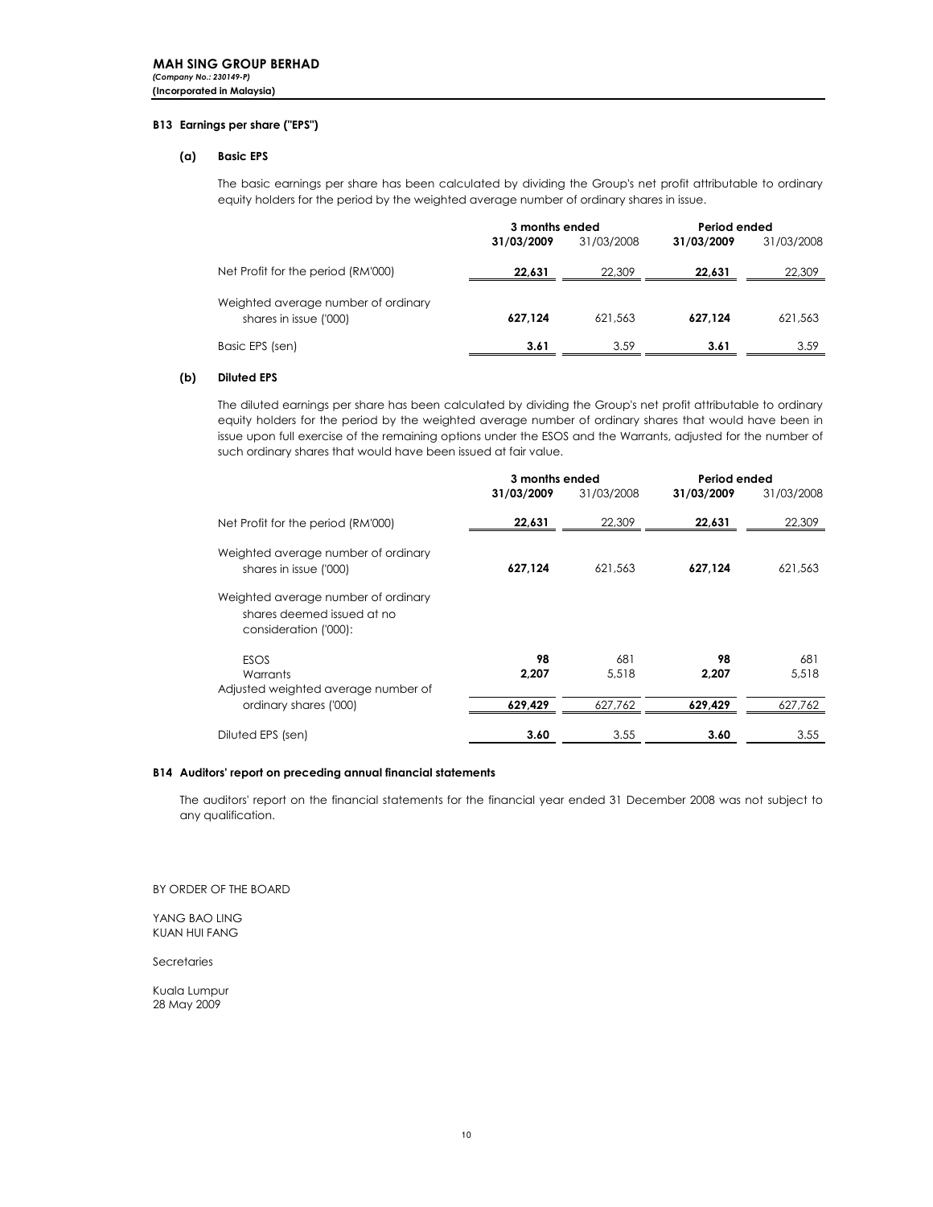**MAH SING GROUP BERHAD**
*(Company No.: 230149-P)*
**(Incorporated in Malaysia)**

### B13 Earnings per share ("EPS")

#### (a) Basic EPS

The basic earnings per share has been calculated by dividing the Group's net profit attributable to ordinary equity holders for the period by the weighted average number of ordinary shares in issue.

| | 3 months ended | | Period ended | |
|---|---|---|---|---|
| | **31/03/2009** | 31/03/2008 | **31/03/2009** | 31/03/2008 |
| Net Profit for the period (RM'000) | **22,631** | 22,309 | **22,631** | 22,309 |
| Weighted average number of ordinary shares in issue ('000) | **627,124** | 621,563 | **627,124** | 621,563 |
| Basic EPS (sen) | **3.61** | 3.59 | **3.61** | 3.59 |

#### (b) Diluted EPS

The diluted earnings per share has been calculated by dividing the Group's net profit attributable to ordinary equity holders for the period by the weighted average number of ordinary shares that would have been in issue upon full exercise of the remaining options under the ESOS and the Warrants, adjusted for the number of such ordinary shares that would have been issued at fair value.

| | 3 months ended | | Period ended | |
|---|---|---|---|---|
| | **31/03/2009** | 31/03/2008 | **31/03/2009** | 31/03/2008 |
| Net Profit for the period (RM'000) | **22,631** | 22,309 | **22,631** | 22,309 |
| Weighted average number of ordinary shares in issue ('000) | **627,124** | 621,563 | **627,124** | 621,563 |
| Weighted average number of ordinary shares deemed issued at no consideration ('000): | | | | |
| ESOS | **98** | 681 | **98** | 681 |
| Warrants | **2,207** | 5,518 | **2,207** | 5,518 |
| Adjusted weighted average number of ordinary shares ('000) | **629,429** | 627,762 | **629,429** | 627,762 |
| Diluted EPS (sen) | **3.60** | 3.55 | **3.60** | 3.55 |

### B14 Auditors' report on preceding annual financial statements

The auditors' report on the financial statements for the financial year ended 31 December 2008 was not subject to any qualification.

BY ORDER OF THE BOARD

YANG BAO LING
KUAN HUI FANG

Secretaries

Kuala Lumpur
28 May 2009